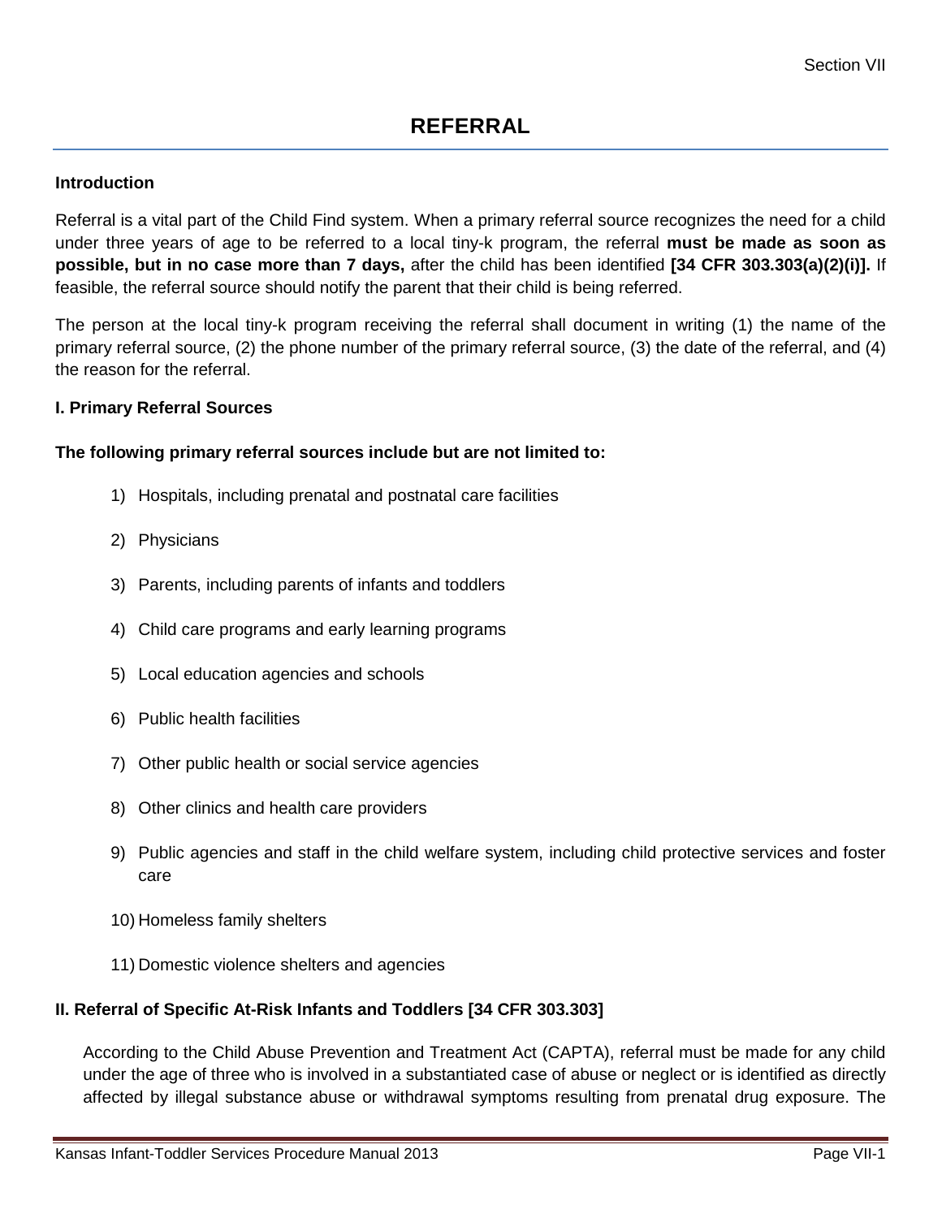# REFERRAL

**Introduction**

Referral is a vital part of the Child Find system. When a primary referral source recognizes the need for a child under three years of age to be referred to a local tiny-k program, the referral **must be made as soon as possible, but in no case more than 7 days,** after the child has been identified **[34 CFR 303.303(a)(2)(i)].** If feasible, the referral source should notify the parent that their child is being referred.

The person at the local tiny-k program receiving the referral shall document in writing (1) the name of the primary referral source, (2) the phone number of the primary referral source, (3) the date of the referral, and (4) the reason for the referral.

**I. Primary Referral Sources**

**The following primary referral sources include but are not limited to:**

1) Hospitals, including prenatal and postnatal care facilities
2) Physicians
3) Parents, including parents of infants and toddlers
4) Child care programs and early learning programs
5) Local education agencies and schools
6) Public health facilities
7) Other public health or social service agencies
8) Other clinics and health care providers
9) Public agencies and staff in the child welfare system, including child protective services and foster care
10) Homeless family shelters
11) Domestic violence shelters and agencies

**II. Referral of Specific At-Risk Infants and Toddlers [34 CFR 303.303]**

According to the Child Abuse Prevention and Treatment Act (CAPTA), referral must be made for any child under the age of three who is involved in a substantiated case of abuse or neglect or is identified as directly affected by illegal substance abuse or withdrawal symptoms resulting from prenatal drug exposure. The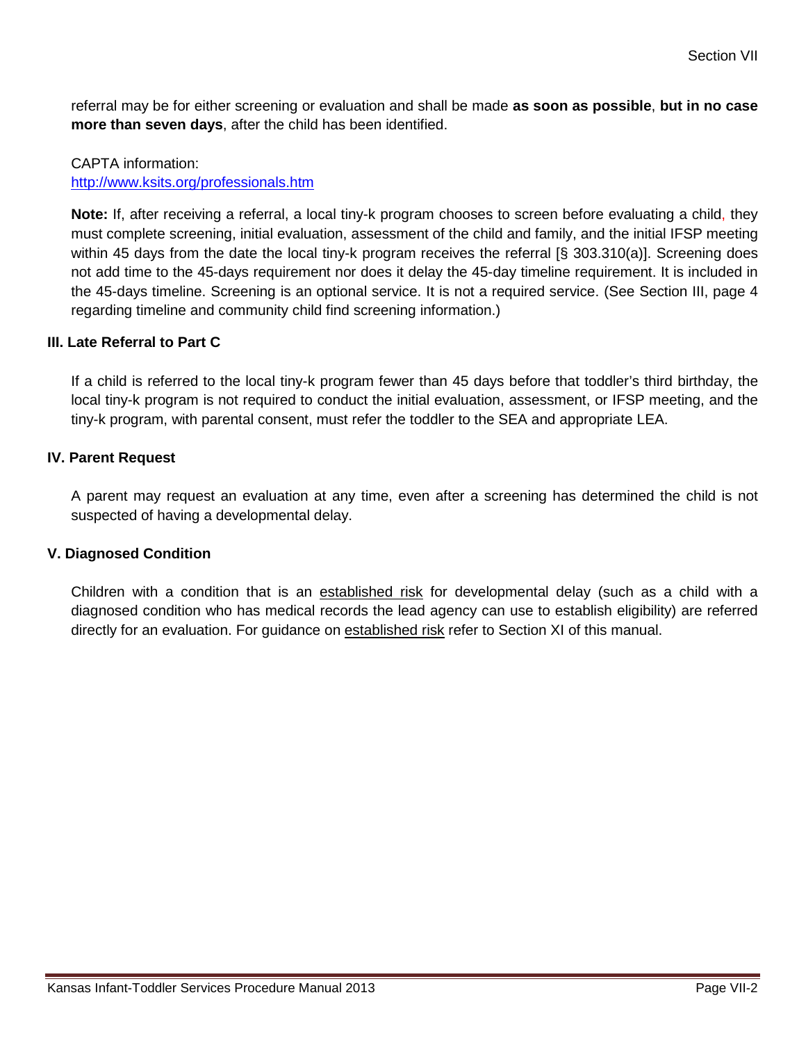referral may be for either screening or evaluation and shall be made **as soon as possible**, **but in no case more than seven days**, after the child has been identified.

CAPTA information:
http://www.ksits.org/professionals.htm

**Note:** If, after receiving a referral, a local tiny-k program chooses to screen before evaluating a child, they must complete screening, initial evaluation, assessment of the child and family, and the initial IFSP meeting within 45 days from the date the local tiny-k program receives the referral [§ 303.310(a)]. Screening does not add time to the 45-days requirement nor does it delay the 45-day timeline requirement. It is included in the 45-days timeline. Screening is an optional service. It is not a required service. (See Section III, page 4 regarding timeline and community child find screening information.)

### III. Late Referral to Part C

If a child is referred to the local tiny-k program fewer than 45 days before that toddler's third birthday, the local tiny-k program is not required to conduct the initial evaluation, assessment, or IFSP meeting, and the tiny-k program, with parental consent, must refer the toddler to the SEA and appropriate LEA.

### IV. Parent Request

A parent may request an evaluation at any time, even after a screening has determined the child is not suspected of having a developmental delay.

### V. Diagnosed Condition

Children with a condition that is an established risk for developmental delay (such as a child with a diagnosed condition who has medical records the lead agency can use to establish eligibility) are referred directly for an evaluation. For guidance on established risk refer to Section XI of this manual.